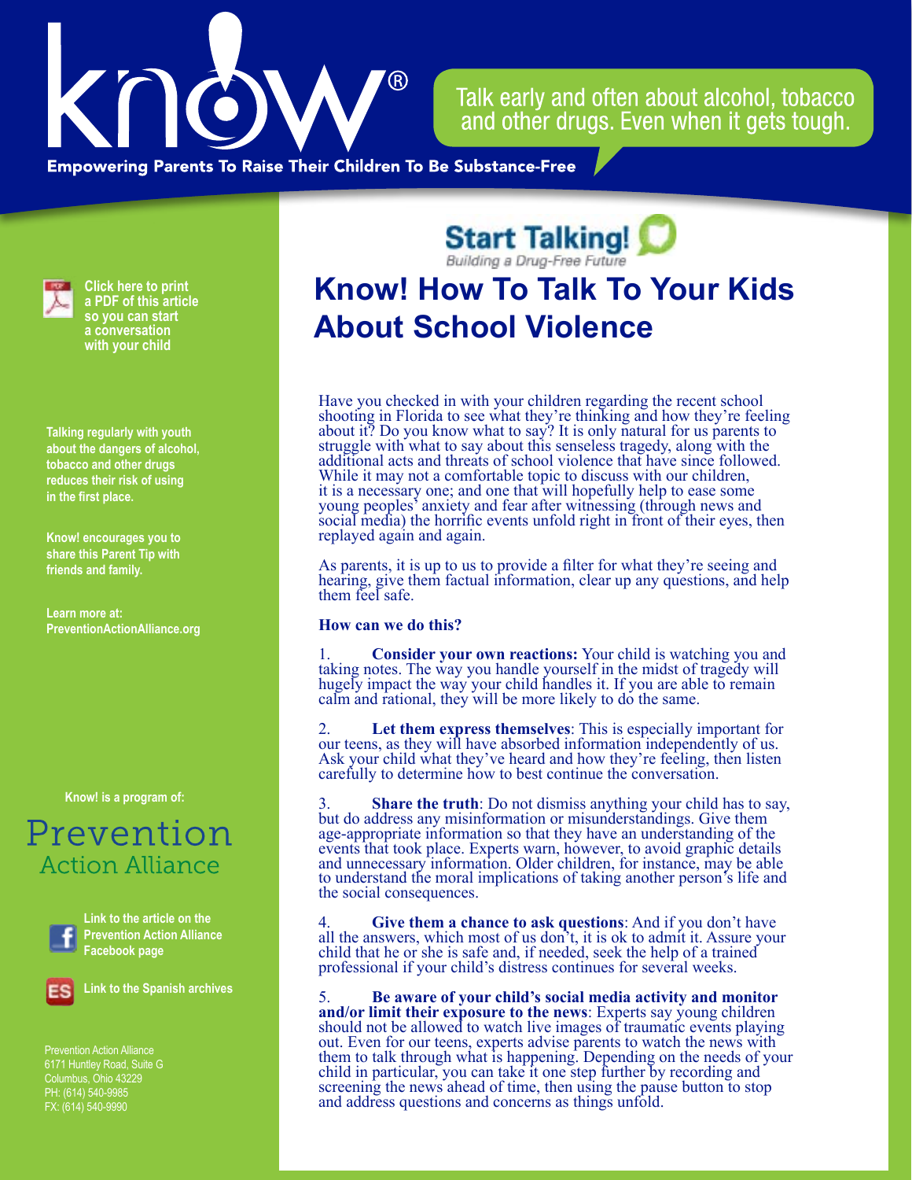Talk early and often about alcohol, tobacco and other drugs. Even when it gets tough.

Empowering Parents To Raise Their Children To Be Substance-Free

Start Talking!
Building a Drug-Free Future

# Know! How To Talk To Your Kids About School Violence

Have you checked in with your children regarding the recent school shooting in Florida to see what they're thinking and how they're feeling about it? Do you know what to say? It is only natural for us parents to struggle with what to say about this senseless tragedy, along with the additional acts and threats of school violence that have since followed. While it may not a comfortable topic to discuss with our children, it is a necessary one; and one that will hopefully help to ease some young peoples' anxiety and fear after witnessing (through news and social media) the horrific events unfold right in front of their eyes, then replayed again and again.

As parents, it is up to us to provide a filter for what they're seeing and hearing, give them factual information, clear up any questions, and help them feel safe.

**How can we do this?**

1. **Consider your own reactions:** Your child is watching you and taking notes. The way you handle yourself in the midst of tragedy will hugely impact the way your child handles it. If you are able to remain calm and rational, they will be more likely to do the same.

2. **Let them express themselves**: This is especially important for our teens, as they will have absorbed information independently of us. Ask your child what they've heard and how they're feeling, then listen carefully to determine how to best continue the conversation.

3. **Share the truth**: Do not dismiss anything your child has to say, but do address any misinformation or misunderstandings. Give them age-appropriate information so that they have an understanding of the events that took place. Experts warn, however, to avoid graphic details and unnecessary information. Older children, for instance, may be able to understand the moral implications of taking another person's life and the social consequences.

4. **Give them a chance to ask questions**: And if you don't have all the answers, which most of us don't, it is ok to admit it. Assure your child that he or she is safe and, if needed, seek the help of a trained professional if your child's distress continues for several weeks.

5. **Be aware of your child's social media activity and monitor and/or limit their exposure to the news**: Experts say young children should not be allowed to watch live images of traumatic events playing out. Even for our teens, experts advise parents to watch the news with them to talk through what is happening. Depending on the needs of your child in particular, you can take it one step further by recording and screening the news ahead of time, then using the pause button to stop and address questions and concerns as things unfold.

---

**Click here to print a PDF of this article so you can start a conversation with your child**

**Talking regularly with youth about the dangers of alcohol, tobacco and other drugs reduces their risk of using in the first place.**

**Know! encourages you to share this Parent Tip with friends and family.**

**Learn more at: PreventionActionAlliance.org**

**Know! is a program of:**

Prevention Action Alliance

**Link to the article on the Prevention Action Alliance Facebook page**

**Link to the Spanish archives**

Prevention Action Alliance
6171 Huntley Road, Suite G
Columbus, Ohio 43229
PH: (614) 540-9985
FX: (614) 540-9990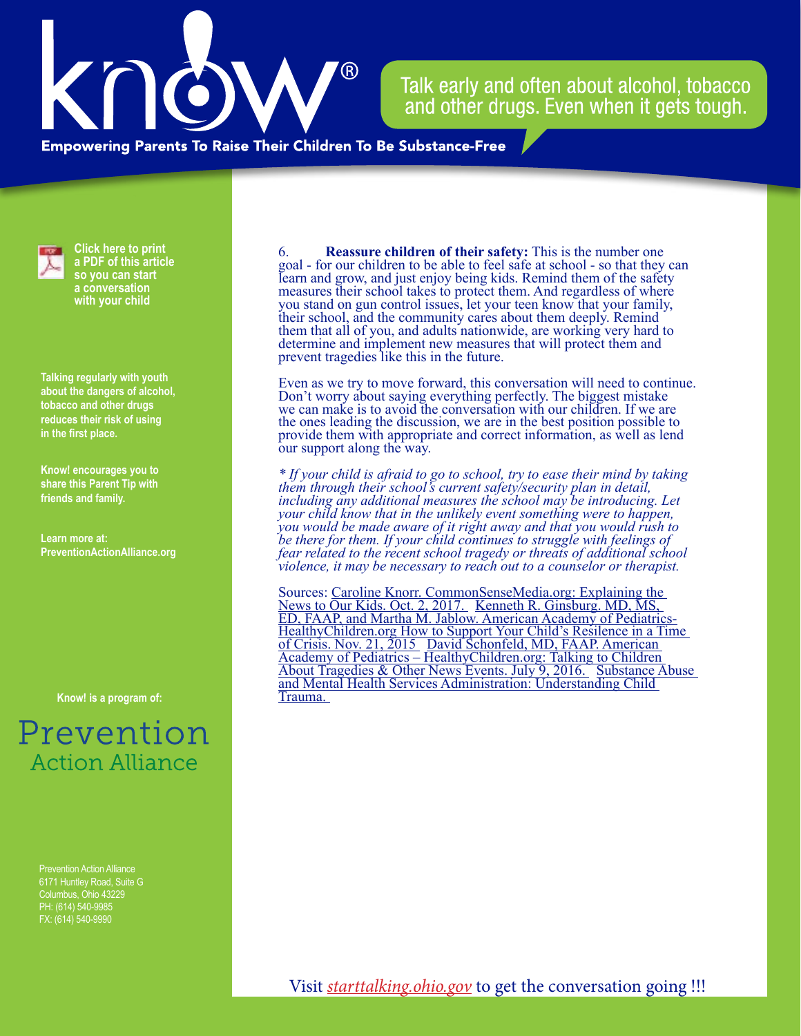# know!®

Talk early and often about alcohol, tobacco and other drugs. Even when it gets tough.

**Empowering Parents To Raise Their Children To Be Substance-Free**

**Click here to print a PDF of this article so you can start a conversation with your child**

**Talking regularly with youth about the dangers of alcohol, tobacco and other drugs reduces their risk of using in the first place.**

**Know! encourages you to share this Parent Tip with friends and family.**

**Learn more at: PreventionActionAlliance.org**

**Know! is a program of:**

Prevention Action Alliance

Prevention Action Alliance
6171 Huntley Road, Suite G
Columbus, Ohio 43229
PH: (614) 540-9985
FX: (614) 540-9990

6. **Reassure children of their safety:** This is the number one goal - for our children to be able to feel safe at school - so that they can learn and grow, and just enjoy being kids. Remind them of the safety measures their school takes to protect them. And regardless of where you stand on gun control issues, let your teen know that your family, their school, and the community cares about them deeply. Remind them that all of you, and adults nationwide, are working very hard to determine and implement new measures that will protect them and prevent tragedies like this in the future.

Even as we try to move forward, this conversation will need to continue. Don't worry about saying everything perfectly. The biggest mistake we can make is to avoid the conversation with our children. If we are the ones leading the discussion, we are in the best position possible to provide them with appropriate and correct information, as well as lend our support along the way.

*\* If your child is afraid to go to school, try to ease their mind by taking them through their school's current safety/security plan in detail, including any additional measures the school may be introducing. Let your child know that in the unlikely event something were to happen, you would be made aware of it right away and that you would rush to be there for them. If your child continues to struggle with feelings of fear related to the recent school tragedy or threats of additional school violence, it may be necessary to reach out to a counselor or therapist.*

Sources: Caroline Knorr. CommonSenseMedia.org: Explaining the News to Our Kids. Oct. 2, 2017. Kenneth R. Ginsburg. MD, MS, ED, FAAP, and Martha M. Jablow. American Academy of Pediatrics-HealthyChildren.org How to Support Your Child's Resilence in a Time of Crisis. Nov. 21, 2015 David Schonfeld, MD, FAAP. American Academy of Pediatrics – HealthyChildren.org: Talking to Children About Tragedies & Other News Events. July 9, 2016. Substance Abuse and Mental Health Services Administration: Understanding Child Trauma.

Visit *starttalking.ohio.gov* to get the conversation going !!!